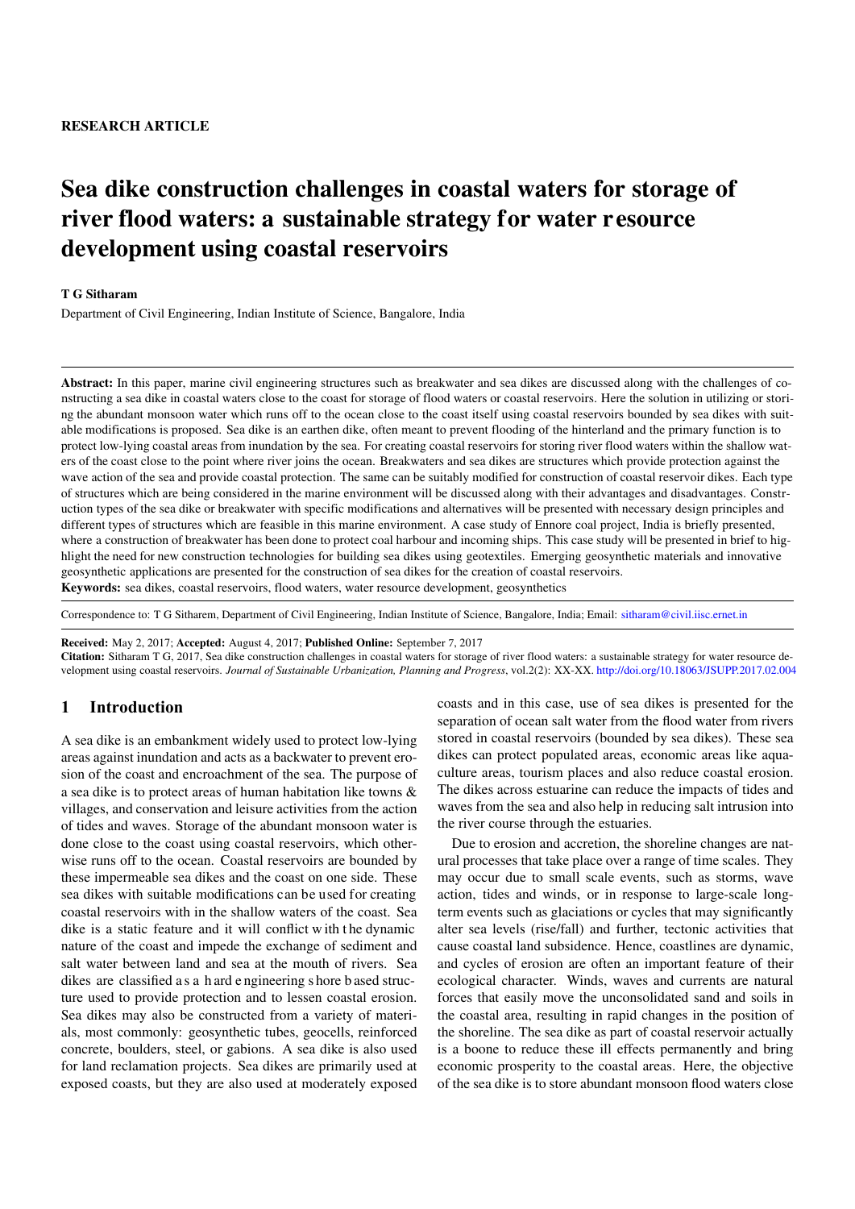RESEARCH ARTICLE

# Sea dike construction challenges in coastal waters for storage of river flood waters: a sustainable strategy for water resource development using coastal reservoirs

**T G Sitharam**

Department of Civil Engineering, Indian Institute of Science, Bangalore, India

**Abstract:** In this paper, marine civil engineering structures such as breakwater and sea dikes are discussed along with the challenges of constructing a sea dike in coastal waters close to the coast for storage of flood waters or coastal reservoirs. Here the solution in utilizing or storing the abundant monsoon water which runs off to the ocean close to the coast itself using coastal reservoirs bounded by sea dikes with suitable modifications is proposed. Sea dike is an earthen dike, often meant to prevent flooding of the hinterland and the primary function is to protect low-lying coastal areas from inundation by the sea. For creating coastal reservoirs for storing river flood waters within the shallow waters of the coast close to the point where river joins the ocean. Breakwaters and sea dikes are structures which provide protection against the wave action of the sea and provide coastal protection. The same can be suitably modified for construction of coastal reservoir dikes. Each type of structures which are being considered in the marine environment will be discussed along with their advantages and disadvantages. Construction types of the sea dike or breakwater with specific modifications and alternatives will be presented with necessary design principles and different types of structures which are feasible in this marine environment. A case study of Ennore coal project, India is briefly presented, where a construction of breakwater has been done to protect coal harbour and incoming ships. This case study will be presented in brief to highlight the need for new construction technologies for building sea dikes using geotextiles. Emerging geosynthetic materials and innovative geosynthetic applications are presented for the construction of sea dikes for the creation of coastal reservoirs.

**Keywords:** sea dikes, coastal reservoirs, flood waters, water resource development, geosynthetics

Correspondence to: T G Sitharem, Department of Civil Engineering, Indian Institute of Science, Bangalore, India; Email: sitharam@civil.iisc.ernet.in

**Received:** May 2, 2017; **Accepted:** August 4, 2017; **Published Online:** September 7, 2017

**Citation:** Sitharam T G, 2017, Sea dike construction challenges in coastal waters for storage of river flood waters: a sustainable strategy for water resource development using coastal reservoirs. *Journal of Sustainable Urbanization, Planning and Progress*, vol.2(2): XX-XX. http://doi.org/10.18063/JSUPP.2017.02.004

## 1 Introduction

A sea dike is an embankment widely used to protect low-lying areas against inundation and acts as a backwater to prevent erosion of the coast and encroachment of the sea. The purpose of a sea dike is to protect areas of human habitation like towns & villages, and conservation and leisure activities from the action of tides and waves. Storage of the abundant monsoon water is done close to the coast using coastal reservoirs, which otherwise runs off to the ocean. Coastal reservoirs are bounded by these impermeable sea dikes and the coast on one side. These sea dikes with suitable modifications can be used for creating coastal reservoirs with in the shallow waters of the coast. Sea dike is a static feature and it will conflict with the dynamic nature of the coast and impede the exchange of sediment and salt water between land and sea at the mouth of rivers. Sea dikes are classified as a hard engineering shore based structure used to provide protection and to lessen coastal erosion. Sea dikes may also be constructed from a variety of materials, most commonly: geosynthetic tubes, geocells, reinforced concrete, boulders, steel, or gabions. A sea dike is also used for land reclamation projects. Sea dikes are primarily used at exposed coasts, but they are also used at moderately exposed coasts and in this case, use of sea dikes is presented for the separation of ocean salt water from the flood water from rivers stored in coastal reservoirs (bounded by sea dikes). These sea dikes can protect populated areas, economic areas like aquaculture areas, tourism places and also reduce coastal erosion. The dikes across estuarine can reduce the impacts of tides and waves from the sea and also help in reducing salt intrusion into the river course through the estuaries.

Due to erosion and accretion, the shoreline changes are natural processes that take place over a range of time scales. They may occur due to small scale events, such as storms, wave action, tides and winds, or in response to large-scale long-term events such as glaciations or cycles that may significantly alter sea levels (rise/fall) and further, tectonic activities that cause coastal land subsidence. Hence, coastlines are dynamic, and cycles of erosion are often an important feature of their ecological character. Winds, waves and currents are natural forces that easily move the unconsolidated sand and soils in the coastal area, resulting in rapid changes in the position of the shoreline. The sea dike as part of coastal reservoir actually is a boone to reduce these ill effects permanently and bring economic prosperity to the coastal areas. Here, the objective of the sea dike is to store abundant monsoon flood waters close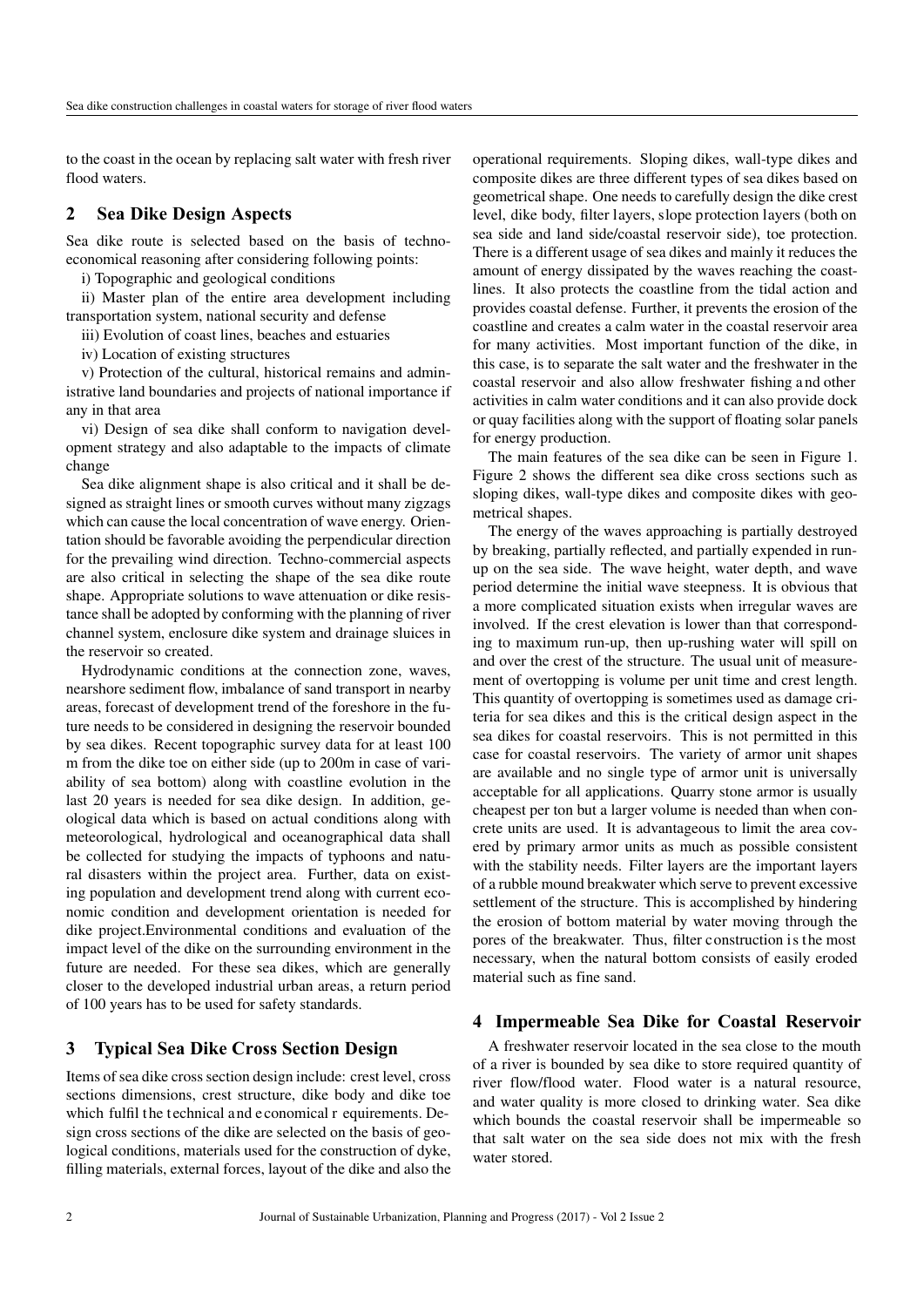to the coast in the ocean by replacing salt water with fresh river flood waters.

## 2 Sea Dike Design Aspects

Sea dike route is selected based on the basis of techno-economical reasoning after considering following points:

i) Topographic and geological conditions

ii) Master plan of the entire area development including transportation system, national security and defense

iii) Evolution of coast lines, beaches and estuaries

iv) Location of existing structures

v) Protection of the cultural, historical remains and administrative land boundaries and projects of national importance if any in that area

vi) Design of sea dike shall conform to navigation development strategy and also adaptable to the impacts of climate change

Sea dike alignment shape is also critical and it shall be designed as straight lines or smooth curves without many zigzags which can cause the local concentration of wave energy. Orientation should be favorable avoiding the perpendicular direction for the prevailing wind direction. Techno-commercial aspects are also critical in selecting the shape of the sea dike route shape. Appropriate solutions to wave attenuation or dike resistance shall be adopted by conforming with the planning of river channel system, enclosure dike system and drainage sluices in the reservoir so created.

Hydrodynamic conditions at the connection zone, waves, nearshore sediment flow, imbalance of sand transport in nearby areas, forecast of development trend of the foreshore in the future needs to be considered in designing the reservoir bounded by sea dikes. Recent topographic survey data for at least 100 m from the dike toe on either side (up to 200m in case of variability of sea bottom) along with coastline evolution in the last 20 years is needed for sea dike design. In addition, geological data which is based on actual conditions along with meteorological, hydrological and oceanographical data shall be collected for studying the impacts of typhoons and natural disasters within the project area. Further, data on existing population and development trend along with current economic condition and development orientation is needed for dike project.Environmental conditions and evaluation of the impact level of the dike on the surrounding environment in the future are needed. For these sea dikes, which are generally closer to the developed industrial urban areas, a return period of 100 years has to be used for safety standards.

## 3 Typical Sea Dike Cross Section Design

Items of sea dike cross section design include: crest level, cross sections dimensions, crest structure, dike body and dike toe which fulfil the technical and economical requirements. Design cross sections of the dike are selected on the basis of geological conditions, materials used for the construction of dyke, filling materials, external forces, layout of the dike and also the operational requirements. Sloping dikes, wall-type dikes and composite dikes are three different types of sea dikes based on geometrical shape. One needs to carefully design the dike crest level, dike body, filter layers, slope protection layers (both on sea side and land side/coastal reservoir side), toe protection. There is a different usage of sea dikes and mainly it reduces the amount of energy dissipated by the waves reaching the coastlines. It also protects the coastline from the tidal action and provides coastal defense. Further, it prevents the erosion of the coastline and creates a calm water in the coastal reservoir area for many activities. Most important function of the dike, in this case, is to separate the salt water and the freshwater in the coastal reservoir and also allow freshwater fishing and other activities in calm water conditions and it can also provide dock or quay facilities along with the support of floating solar panels for energy production.

The main features of the sea dike can be seen in Figure 1. Figure 2 shows the different sea dike cross sections such as sloping dikes, wall-type dikes and composite dikes with geometrical shapes.

The energy of the waves approaching is partially destroyed by breaking, partially reflected, and partially expended in run-up on the sea side. The wave height, water depth, and wave period determine the initial wave steepness. It is obvious that a more complicated situation exists when irregular waves are involved. If the crest elevation is lower than that corresponding to maximum run-up, then up-rushing water will spill on and over the crest of the structure. The usual unit of measurement of overtopping is volume per unit time and crest length. This quantity of overtopping is sometimes used as damage criteria for sea dikes and this is the critical design aspect in the sea dikes for coastal reservoirs. This is not permitted in this case for coastal reservoirs. The variety of armor unit shapes are available and no single type of armor unit is universally acceptable for all applications. Quarry stone armor is usually cheapest per ton but a larger volume is needed than when concrete units are used. It is advantageous to limit the area covered by primary armor units as much as possible consistent with the stability needs. Filter layers are the important layers of a rubble mound breakwater which serve to prevent excessive settlement of the structure. This is accomplished by hindering the erosion of bottom material by water moving through the pores of the breakwater. Thus, filter construction is the most necessary, when the natural bottom consists of easily eroded material such as fine sand.

## 4 Impermeable Sea Dike for Coastal Reservoir

A freshwater reservoir located in the sea close to the mouth of a river is bounded by sea dike to store required quantity of river flow/flood water. Flood water is a natural resource, and water quality is more closed to drinking water. Sea dike which bounds the coastal reservoir shall be impermeable so that salt water on the sea side does not mix with the fresh water stored.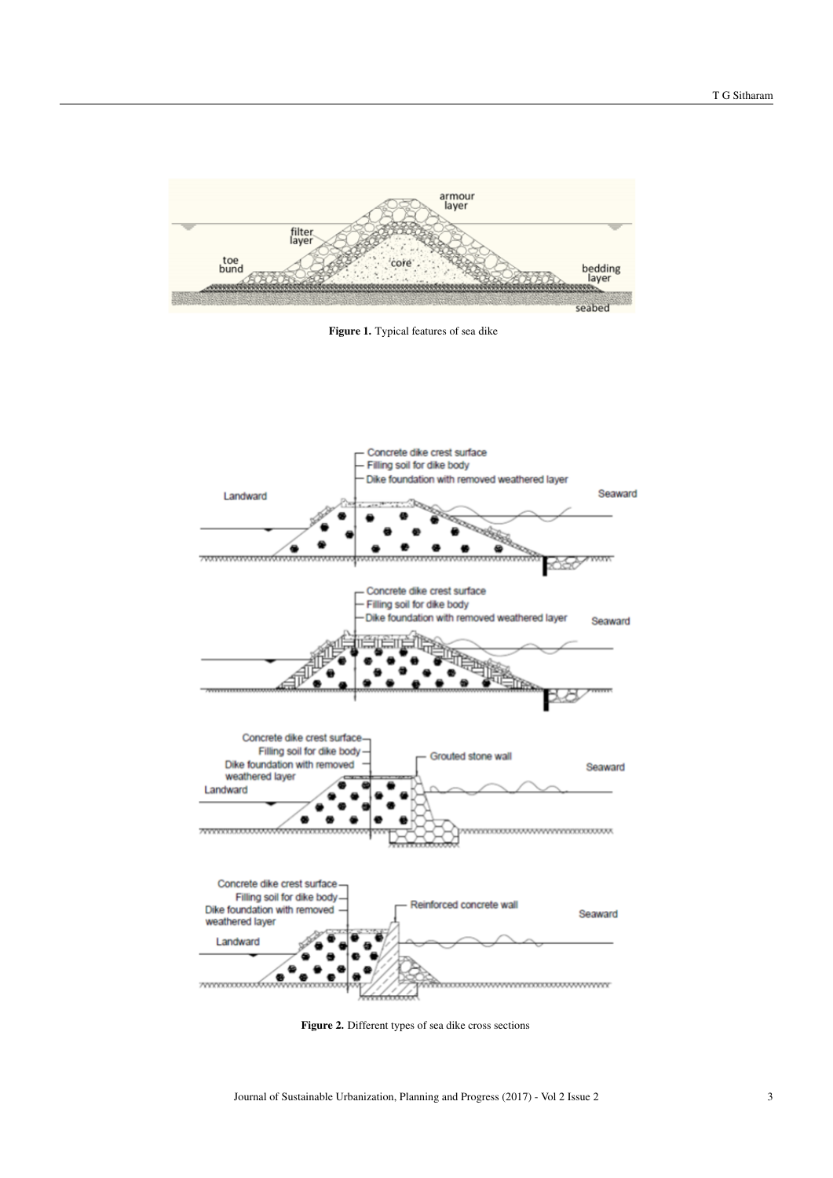**Figure 1.** Typical features of sea dike

**Figure 2.** Different types of sea dike cross sections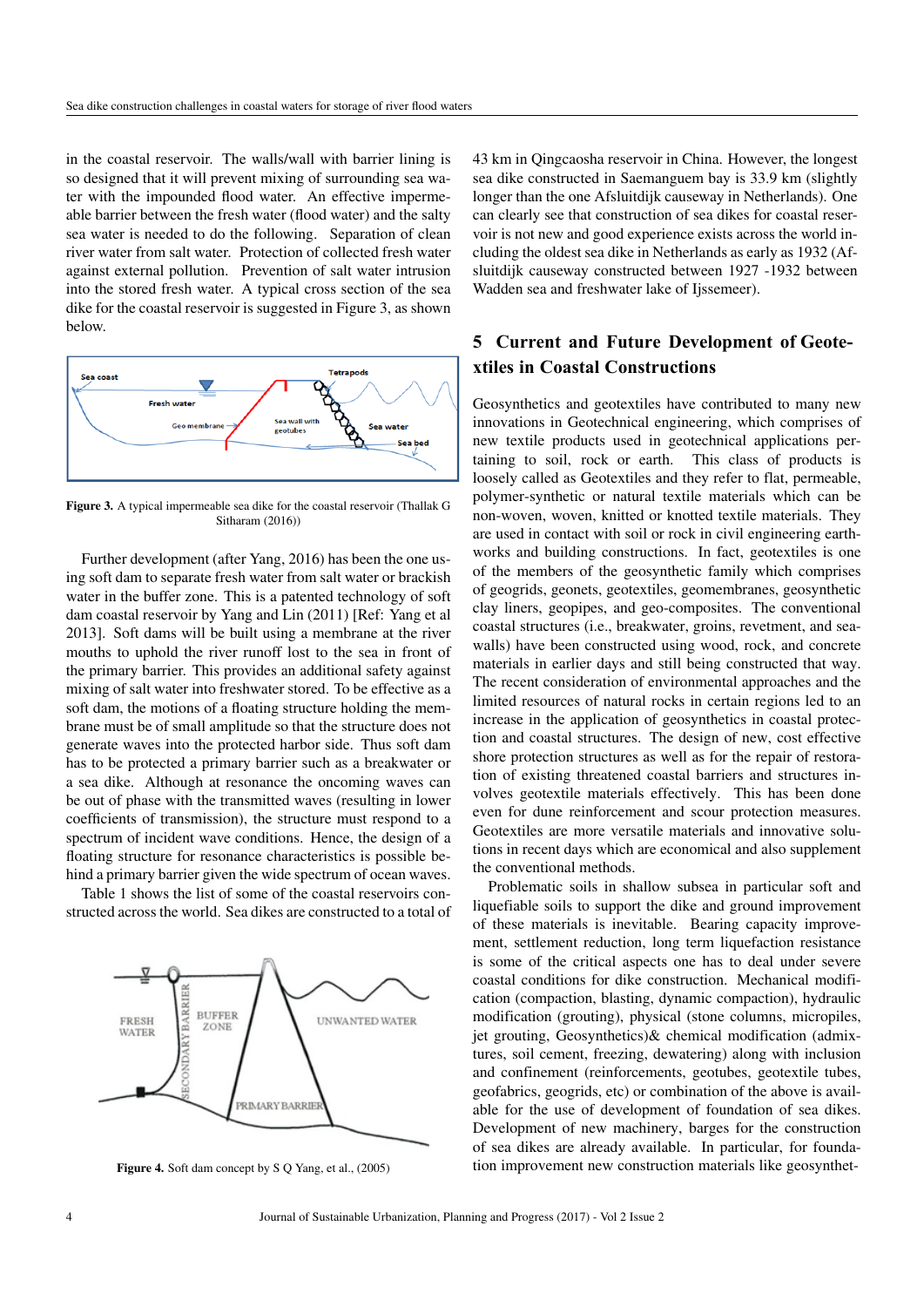in the coastal reservoir. The walls/wall with barrier lining is so designed that it will prevent mixing of surrounding sea water with the impounded flood water. An effective impermeable barrier between the fresh water (flood water) and the salty sea water is needed to do the following. Separation of clean river water from salt water. Protection of collected fresh water against external pollution. Prevention of salt water intrusion into the stored fresh water. A typical cross section of the sea dike for the coastal reservoir is suggested in Figure 3, as shown below.

**Figure 3.** A typical impermeable sea dike for the coastal reservoir (Thallak G Sitharam (2016))

Further development (after Yang, 2016) has been the one using soft dam to separate fresh water from salt water or brackish water in the buffer zone. This is a patented technology of soft dam coastal reservoir by Yang and Lin (2011) [Ref: Yang et al 2013]. Soft dams will be built using a membrane at the river mouths to uphold the river runoff lost to the sea in front of the primary barrier. This provides an additional safety against mixing of salt water into freshwater stored. To be effective as a soft dam, the motions of a floating structure holding the membrane must be of small amplitude so that the structure does not generate waves into the protected harbor side. Thus soft dam has to be protected a primary barrier such as a breakwater or a sea dike. Although at resonance the oncoming waves can be out of phase with the transmitted waves (resulting in lower coefficients of transmission), the structure must respond to a spectrum of incident wave conditions. Hence, the design of a floating structure for resonance characteristics is possible behind a primary barrier given the wide spectrum of ocean waves.

Table 1 shows the list of some of the coastal reservoirs constructed across the world. Sea dikes are constructed to a total of 43 km in Qingcaosha reservoir in China. However, the longest sea dike constructed in Saemanguem bay is 33.9 km (slightly longer than the one Afsluitdijk causeway in Netherlands). One can clearly see that construction of sea dikes for coastal reservoir is not new and good experience exists across the world including the oldest sea dike in Netherlands as early as 1932 (Afsluitdijk causeway constructed between 1927 -1932 between Wadden sea and freshwater lake of Ijssemeer).

**Figure 4.** Soft dam concept by S Q Yang, et al., (2005)

## 5 Current and Future Development of Geotextiles in Coastal Constructions

Geosynthetics and geotextiles have contributed to many new innovations in Geotechnical engineering, which comprises of new textile products used in geotechnical applications pertaining to soil, rock or earth. This class of products is loosely called as Geotextiles and they refer to flat, permeable, polymer-synthetic or natural textile materials which can be non-woven, woven, knitted or knotted textile materials. They are used in contact with soil or rock in civil engineering earthworks and building constructions. In fact, geotextiles is one of the members of the geosynthetic family which comprises of geogrids, geonets, geotextiles, geomembranes, geosynthetic clay liners, geopipes, and geo-composites. The conventional coastal structures (i.e., breakwater, groins, revetment, and seawalls) have been constructed using wood, rock, and concrete materials in earlier days and still being constructed that way. The recent consideration of environmental approaches and the limited resources of natural rocks in certain regions led to an increase in the application of geosynthetics in coastal protection and coastal structures. The design of new, cost effective shore protection structures as well as for the repair of restoration of existing threatened coastal barriers and structures involves geotextile materials effectively. This has been done even for dune reinforcement and scour protection measures. Geotextiles are more versatile materials and innovative solutions in recent days which are economical and also supplement the conventional methods.

Problematic soils in shallow subsea in particular soft and liquefiable soils to support the dike and ground improvement of these materials is inevitable. Bearing capacity improvement, settlement reduction, long term liquefaction resistance is some of the critical aspects one has to deal under severe coastal conditions for dike construction. Mechanical modification (compaction, blasting, dynamic compaction), hydraulic modification (grouting), physical (stone columns, micropiles, jet grouting, Geosynthetics)& chemical modification (admixtures, soil cement, freezing, dewatering) along with inclusion and confinement (reinforcements, geotubes, geotextile tubes, geofabrics, geogrids, etc) or combination of the above is available for the use of development of foundation of sea dikes. Development of new machinery, barges for the construction of sea dikes are already available. In particular, for foundation improvement new construction materials like geosynthet-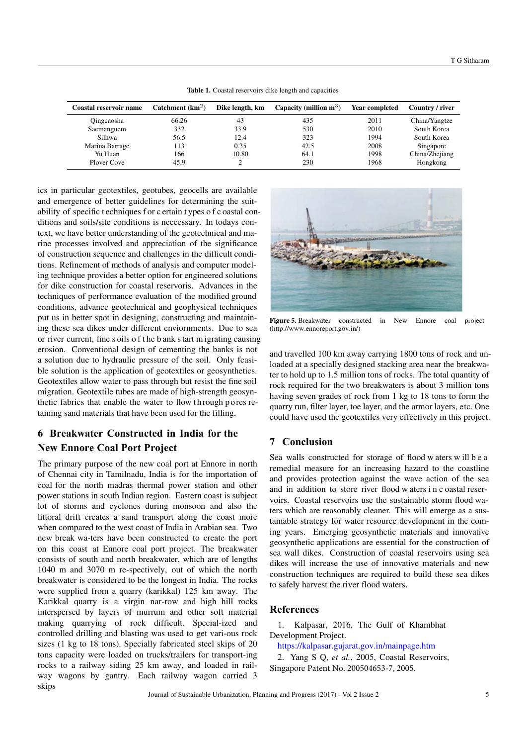Table 1. Coastal reservoirs dike length and capacities

| Coastal reservoir name | Catchment (km$^2$) | Dike length, km | Capacity (million m$^3$) | Year completed | Country / river |
|---|---|---|---|---|---|
| Qingcaosha | 66.26 | 43 | 435 | 2011 | China/Yangtze |
| Saemanguem | 332 | 33.9 | 530 | 2010 | South Korea |
| Silhwa | 56.5 | 12.4 | 323 | 1994 | South Korea |
| Marina Barrage | 113 | 0.35 | 42.5 | 2008 | Singapore |
| Yu Huan | 166 | 10.80 | 64.1 | 1998 | China/Zhejiang |
| Plover Cove | 45.9 | 2 | 230 | 1968 | Hongkong |

ics in particular geotextiles, geotubes, geocells are available and emergence of better guidelines for determining the suitability of specific techniques for certain types of coastal conditions and soils/site conditions is neceessary. In todays context, we have better understanding of the geotechnical and marine processes involved and appreciation of the significance of construction sequence and challenges in the difficult conditions. Refinement of methods of analysis and computer modeling technique provides a better option for engineered solutions for dike construction for coastal reservoris. Advances in the techniques of performance evaluation of the modified ground conditions, advance geotechnical and geophysical techniques put us in better spot in designing, constructing and maintaining these sea dikes under different enviornments. Due to sea or river current, fine soils of the bank start migrating causing erosion. Conventional design of cementing the banks is not a solution due to hydraulic pressure of the soil. Only feasible solution is the application of geotextiles or geosynthetics. Geotextiles allow water to pass through but resist the fine soil migration. Geotextile tubes are made of high-strength geosynthetic fabrics that enable the water to flow through pores retaining sand materials that have been used for the filling.

## 6 Breakwater Constructed in India for the New Ennore Coal Port Project

The primary purpose of the new coal port at Ennore in north of Chennai city in Tamilnadu, India is for the importation of coal for the north madras thermal power station and other power stations in south Indian region. Eastern coast is subject lot of storms and cyclones during monsoon and also the littoral drift creates a sand transport along the coast more when compared to the west coast of India in Arabian sea. Two new break wa-ters have been constructed to create the port on this coast at Ennore coal port project. The breakwater consists of south and north breakwater, which are of lengths 1040 m and 3070 m re-spectively, out of which the north breakwater is considered to be the longest in India. The rocks were supplied from a quarry (karikkal) 125 km away. The Karikkal quarry is a virgin nar-row and high hill rocks interspersed by layers of murrum and other soft material making quarrying of rock difficult. Special-ized and controlled drilling and blasting was used to get vari-ous rock sizes (1 kg to 18 tons). Specially fabricated steel skips of 20 tons capacity were loaded on trucks/trailers for transport-ing rocks to a railway siding 25 km away, and loaded in railway wagons by gantry. Each railway wagon carried 3 skips and travelled 100 km away carrying 1800 tons of rock and unloaded at a specially designed stacking area near the breakwater to hold up to 1.5 million tons of rocks. The total quantity of rock required for the two breakwaters is about 3 million tons having seven grades of rock from 1 kg to 18 tons to form the quarry run, filter layer, toe layer, and the armor layers, etc. One could have used the geotextiles very effectively in this project.

**Figure 5.** Breakwater constructed in New Ennore coal project (http://www.ennoreport.gov.in/)

## 7 Conclusion

Sea walls constructed for storage of flood waters will be a remedial measure for an increasing hazard to the coastline and provides protection against the wave action of the sea and in addition to store river flood waters in coastal reservoirs. Coastal reservoirs use the sustainable storm flood waters which are reasonably cleaner. This will emerge as a sustainable strategy for water resource development in the coming years. Emerging geosynthetic materials and innovative geosynthetic applications are essential for the construction of sea wall dikes. Construction of coastal reservoirs using sea dikes will increase the use of innovative materials and new construction techniques are required to build these sea dikes to safely harvest the river flood waters.

## References

1. Kalpasar, 2016, The Gulf of Khambhat Development Project. https://kalpasar.gujarat.gov.in/mainpage.htm
2. Yang S Q, *et al.*, 2005, Coastal Reservoirs, Singapore Patent No. 200504653-7, 2005.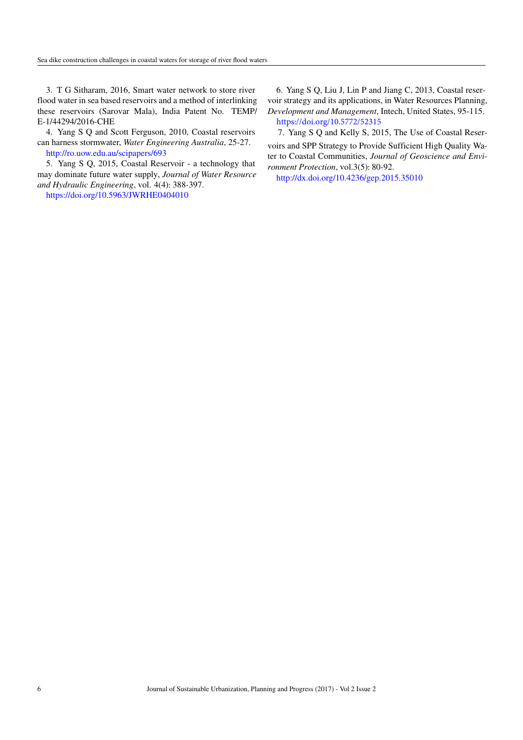3. T G Sitharam, 2016, Smart water network to store river flood water in sea based reservoirs and a method of interlinking these reservoirs (Sarovar Mala), India Patent No. TEMP/E-1/44294/2016-CHE

4. Yang S Q and Scott Ferguson, 2010, Coastal reservoirs can harness stormwater, *Water Engineering Australia*, 25-27. http://ro.uow.edu.au/scipapers/693

5. Yang S Q, 2015, Coastal Reservoir - a technology that may dominate future water supply, *Journal of Water Resource and Hydraulic Engineering*, vol. 4(4): 388-397. https://doi.org/10.5963/JWRHE0404010

6. Yang S Q, Liu J, Lin P and Jiang C, 2013, Coastal reservoir strategy and its applications, in Water Resources Planning, *Development and Management*, Intech, United States, 95-115. https://doi.org/10.5772/52315

7. Yang S Q and Kelly S, 2015, The Use of Coastal Reservoirs and SPP Strategy to Provide Sufficient High Quality Water to Coastal Communities, *Journal of Geoscience and Environment Protection*, vol.3(5): 80-92. http://dx.doi.org/10.4236/gep.2015.35010